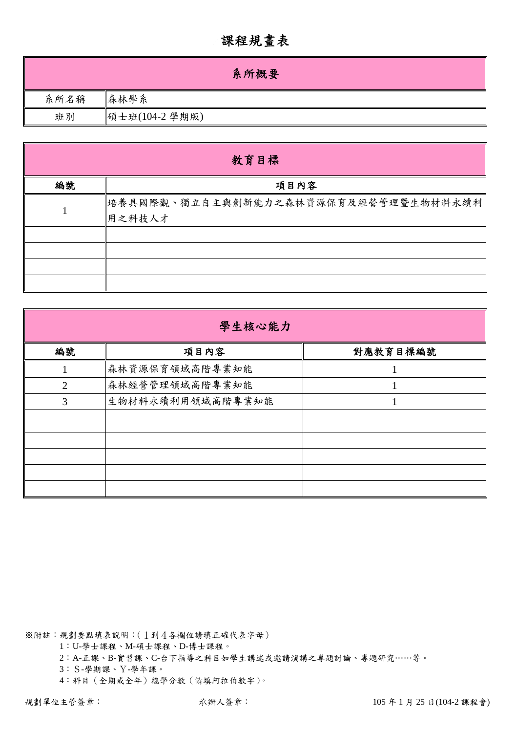# 課程規畫表

| 系所概要 | |
|---|---|
| 系所名稱 | 森林學系 |
| 班別 | 碩士班(104-2 學期版) |

| 教育目標 | |
|---|---|
| 編號 | 項目內容 |
| 1 | 培養具國際觀、獨立自主與創新能力之森林資源保育及經營管理暨生物材料永續利用之科技人才 |
| | |
| | |
| | |
| | |

| 學生核心能力 | | |
|---|---|---|
| 編號 | 項目內容 | 對應教育目標編號 |
| 1 | 森林資源保育領域高階專業知能 | 1 |
| 2 | 森林經營管理領域高階專業知能 | 1 |
| 3 | 生物材料永續利用領域高階專業知能 | 1 |
| | | |
| | | |
| | | |
| | | |
| | | |

※附註：規劃要點填表說明：(１到４各欄位請填正確代表字母)

1：U-學士課程、M-碩士課程、D-博士課程。

2：A-正課、B-實習課、C-台下指導之科目如學生講述或邀請演講之專題討論、專題研究……等。

3：Ｓ-學期課、Ｙ-學年課。

4：科目（全期或全年）總學分數（請填阿拉伯數字)。

規劃單位主管簽章： 承辦人簽章： 105 年 1 月 25 日(104-2 課程會)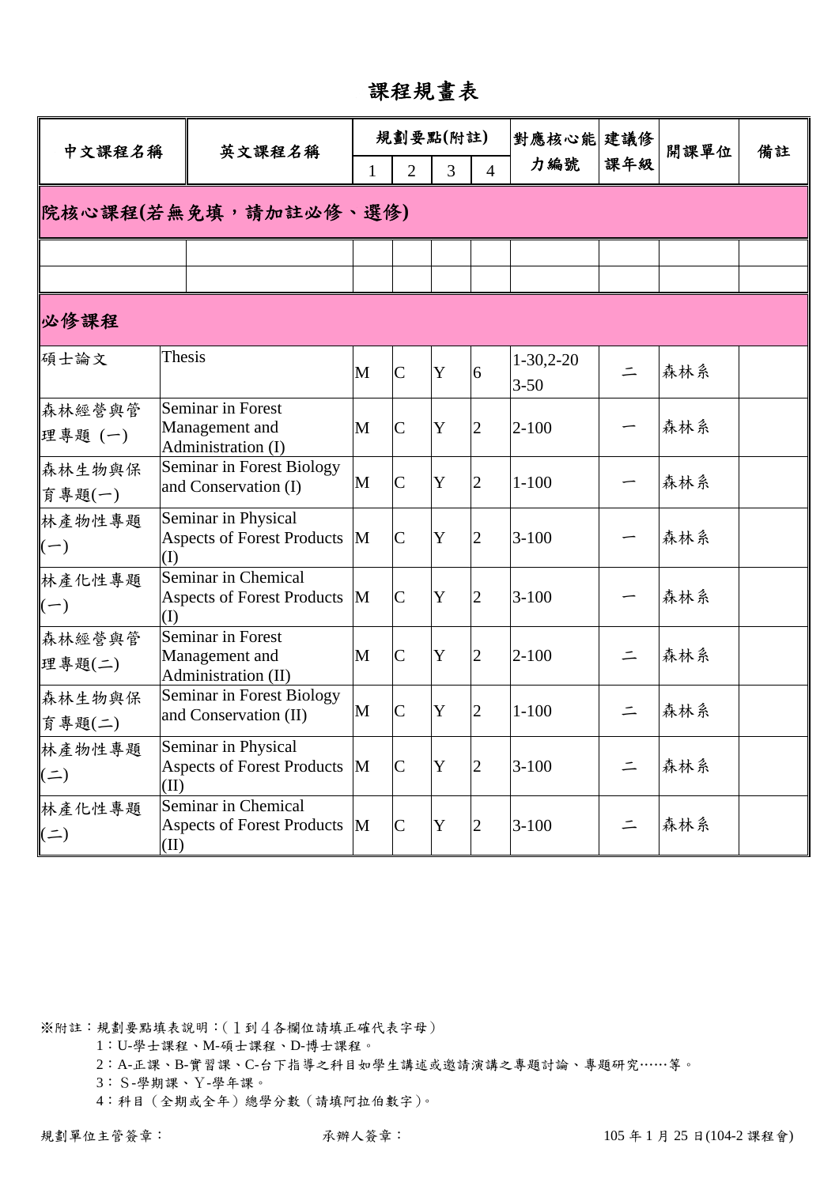# 課程規畫表

| 中文課程名稱 | 英文課程名稱 | 規劃要點(附註) | | | | 對應核心能力編號 | 建議修課年級 | 開課單位 | 備註 |
|---|---|---|---|---|---|---|---|---|---|
| | | 1 | 2 | 3 | 4 | | | | |
| **院核心課程(若無免填，請加註必修、選修)** | | | | | | | | | |
| | | | | | | | | | |
| | | | | | | | | | |
| **必修課程** | | | | | | | | | |
| 碩士論文 | Thesis | M | C | Y | 6 | 1-30,2-20 3-50 | 二 | 森林系 | |
| 森林經營與管理專題 (一) | Seminar in Forest Management and Administration (I) | M | C | Y | 2 | 2-100 | 一 | 森林系 | |
| 森林生物與保育專題(一) | Seminar in Forest Biology and Conservation (I) | M | C | Y | 2 | 1-100 | 一 | 森林系 | |
| 林產物性專題(一) | Seminar in Physical Aspects of Forest Products (I) | M | C | Y | 2 | 3-100 | 一 | 森林系 | |
| 林產化性專題(一) | Seminar in Chemical Aspects of Forest Products (I) | M | C | Y | 2 | 3-100 | 一 | 森林系 | |
| 森林經營與管理專題(二) | Seminar in Forest Management and Administration (II) | M | C | Y | 2 | 2-100 | 二 | 森林系 | |
| 森林生物與保育專題(二) | Seminar in Forest Biology and Conservation (II) | M | C | Y | 2 | 1-100 | 二 | 森林系 | |
| 林產物性專題(二) | Seminar in Physical Aspects of Forest Products (II) | M | C | Y | 2 | 3-100 | 二 | 森林系 | |
| 林產化性專題(二) | Seminar in Chemical Aspects of Forest Products (II) | M | C | Y | 2 | 3-100 | 二 | 森林系 | |

※附註：規劃要點填表說明：(１到４各欄位請填正確代表字母)

1：U-學士課程、M-碩士課程、D-博士課程。

2：A-正課、B-實習課、C-台下指導之科目如學生講述或邀請演講之專題討論、專題研究……等。

3：S-學期課、Y-學年課。

4：科目（全期或全年）總學分數（請填阿拉伯數字)。

規劃單位主管簽章：　　　　承辦人簽章：　　　　105 年 1 月 25 日(104-2 課程會)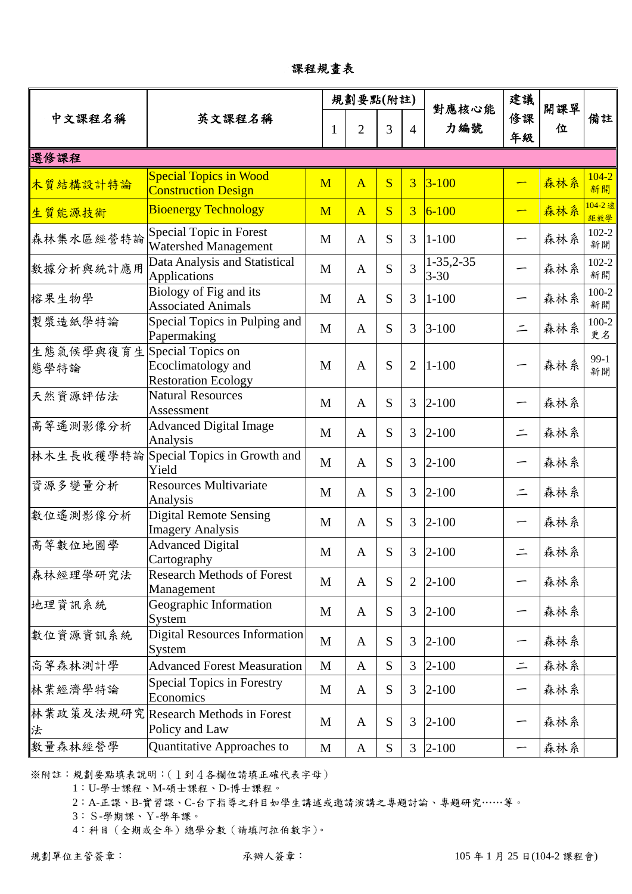# 課程規畫表

| 中文課程名稱 | 英文課程名稱 | 規劃要點(附註) 1 | 2 | 3 | 4 | 對應核心能力編號 | 建議修課年級 | 開課單位 | 備註 |
|---|---|---|---|---|---|---|---|---|---|
| **選修課程** | | | | | | | | | |
| 木質結構設計特論 | Special Topics in Wood Construction Design | M | A | S | 3 | 3-100 | 一 | 森林系 | 104-2 新開 |
| 生質能源技術 | Bioenergy Technology | M | A | S | 3 | 6-100 | 一 | 森林系 | 104-2 遠距教學 |
| 森林集水區經營特論 | Special Topic in Forest Watershed Management | M | A | S | 3 | 1-100 | 一 | 森林系 | 102-2 新開 |
| 數據分析與統計應用 | Data Analysis and Statistical Applications | M | A | S | 3 | 1-35,2-35 3-30 | 一 | 森林系 | 102-2 新開 |
| 榕果生物學 | Biology of Fig and its Associated Animals | M | A | S | 3 | 1-100 | 一 | 森林系 | 100-2 新開 |
| 製漿造紙學特論 | Special Topics in Pulping and Papermaking | M | A | S | 3 | 3-100 | 二 | 森林系 | 100-2 更名 |
| 生態氣候學與復育生態學特論 | Special Topics on Ecoclimatology and Restoration Ecology | M | A | S | 2 | 1-100 | 一 | 森林系 | 99-1 新開 |
| 天然資源評估法 | Natural Resources Assessment | M | A | S | 3 | 2-100 | 一 | 森林系 | |
| 高等遙測影像分析 | Advanced Digital Image Analysis | M | A | S | 3 | 2-100 | 二 | 森林系 | |
| 林木生長收穫學特論 | Special Topics in Growth and Yield | M | A | S | 3 | 2-100 | 一 | 森林系 | |
| 資源多變量分析 | Resources Multivariate Analysis | M | A | S | 3 | 2-100 | 二 | 森林系 | |
| 數位遙測影像分析 | Digital Remote Sensing Imagery Analysis | M | A | S | 3 | 2-100 | 一 | 森林系 | |
| 高等數位地圖學 | Advanced Digital Cartography | M | A | S | 3 | 2-100 | 二 | 森林系 | |
| 森林經理學研究法 | Research Methods of Forest Management | M | A | S | 2 | 2-100 | 一 | 森林系 | |
| 地理資訊系統 | Geographic Information System | M | A | S | 3 | 2-100 | 一 | 森林系 | |
| 數位資源資訊系統 | Digital Resources Information System | M | A | S | 3 | 2-100 | 一 | 森林系 | |
| 高等森林測計學 | Advanced Forest Measuration | M | A | S | 3 | 2-100 | 二 | 森林系 | |
| 林業經濟學特論 | Special Topics in Forestry Economics | M | A | S | 3 | 2-100 | 一 | 森林系 | |
| 林業政策及法規研究法 | Research Methods in Forest Policy and Law | M | A | S | 3 | 2-100 | 一 | 森林系 | |
| 數量森林經營學 | Quantitative Approaches to | M | A | S | 3 | 2-100 | 一 | 森林系 | |

※附註：規劃要點填表說明：（１到４各欄位請填正確代表字母）

1：U-學士課程、M-碩士課程、D-博士課程。

2：A-正課、B-實習課、C-台下指導之科目如學生講述或邀請演講之專題討論、專題研究……等。

3：Ｓ-學期課、Ｙ-學年課。

4：科目（全期或全年）總學分數（請填阿拉伯數字）。

規劃單位主管簽章：　　　　承辦人簽章：　　　　105 年 1 月 25 日(104-2 課程會)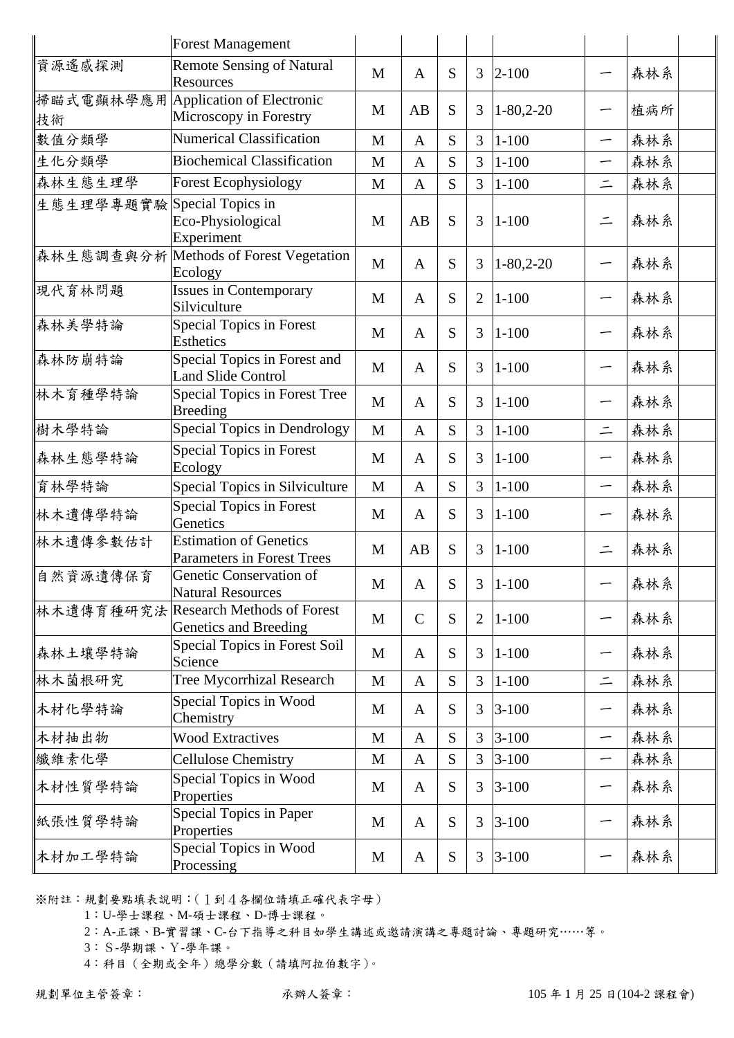| | | | | | | | | |
|---|---|---|---|---|---|---|---|---|
| | Forest Management | | | | | | | |
| 資源遙感探測 | Remote Sensing of Natural Resources | M | A | S | 3 | 2-100 | 一 | 森林系 |
| 掃瞄式電顯林學應用技術 | Application of Electronic Microscopy in Forestry | M | AB | S | 3 | 1-80,2-20 | 一 | 植病所 |
| 數值分類學 | Numerical Classification | M | A | S | 3 | 1-100 | 一 | 森林系 |
| 生化分類學 | Biochemical Classification | M | A | S | 3 | 1-100 | 一 | 森林系 |
| 森林生態生理學 | Forest Ecophysiology | M | A | S | 3 | 1-100 | 二 | 森林系 |
| 生態生理學專題實驗 | Special Topics in Eco-Physiological Experiment | M | AB | S | 3 | 1-100 | 二 | 森林系 |
| 森林生態調查與分析 | Methods of Forest Vegetation Ecology | M | A | S | 3 | 1-80,2-20 | 一 | 森林系 |
| 現代育林問題 | Issues in Contemporary Silviculture | M | A | S | 2 | 1-100 | 一 | 森林系 |
| 森林美學特論 | Special Topics in Forest Esthetics | M | A | S | 3 | 1-100 | 一 | 森林系 |
| 森林防崩特論 | Special Topics in Forest and Land Slide Control | M | A | S | 3 | 1-100 | 一 | 森林系 |
| 林木育種學特論 | Special Topics in Forest Tree Breeding | M | A | S | 3 | 1-100 | 一 | 森林系 |
| 樹木學特論 | Special Topics in Dendrology | M | A | S | 3 | 1-100 | 二 | 森林系 |
| 森林生態學特論 | Special Topics in Forest Ecology | M | A | S | 3 | 1-100 | 一 | 森林系 |
| 育林學特論 | Special Topics in Silviculture | M | A | S | 3 | 1-100 | 一 | 森林系 |
| 林木遺傳學特論 | Special Topics in Forest Genetics | M | A | S | 3 | 1-100 | 一 | 森林系 |
| 林木遺傳參數估計 | Estimation of Genetics Parameters in Forest Trees | M | AB | S | 3 | 1-100 | 二 | 森林系 |
| 自然資源遺傳保育 | Genetic Conservation of Natural Resources | M | A | S | 3 | 1-100 | 一 | 森林系 |
| 林木遺傳育種研究法 | Research Methods of Forest Genetics and Breeding | M | C | S | 2 | 1-100 | 一 | 森林系 |
| 森林土壤學特論 | Special Topics in Forest Soil Science | M | A | S | 3 | 1-100 | 一 | 森林系 |
| 林木菌根研究 | Tree Mycorrhizal Research | M | A | S | 3 | 1-100 | 二 | 森林系 |
| 木材化學特論 | Special Topics in Wood Chemistry | M | A | S | 3 | 3-100 | 一 | 森林系 |
| 木材抽出物 | Wood Extractives | M | A | S | 3 | 3-100 | 一 | 森林系 |
| 纖維素化學 | Cellulose Chemistry | M | A | S | 3 | 3-100 | 一 | 森林系 |
| 木材性質學特論 | Special Topics in Wood Properties | M | A | S | 3 | 3-100 | 一 | 森林系 |
| 紙張性質學特論 | Special Topics in Paper Properties | M | A | S | 3 | 3-100 | 一 | 森林系 |
| 木材加工學特論 | Special Topics in Wood Processing | M | A | S | 3 | 3-100 | 一 | 森林系 |

※附註：規劃要點填表說明：(１到４各欄位請填正確代表字母)

1：U-學士課程、M-碩士課程、D-博士課程。

2：A-正課、B-實習課、C-台下指導之科目如學生講述或邀請演講之專題討論、專題研究……等。

3：Ｓ-學期課、Ｙ-學年課。

4：科目（全期或全年）總學分數（請填阿拉伯數字)。

規劃單位主管簽章：　　　　承辦人簽章：　　　　105 年 1 月 25 日(104-2 課程會)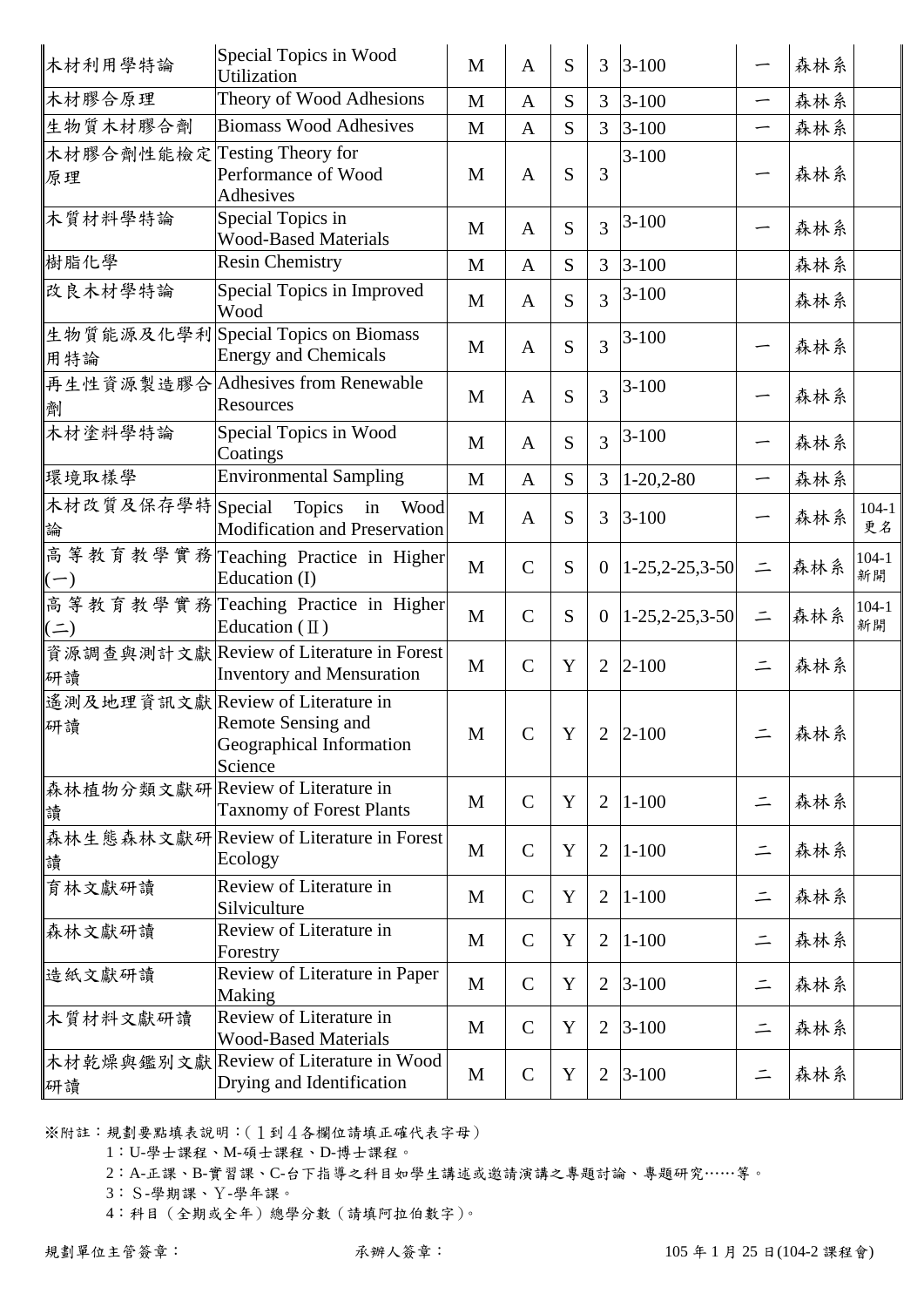| | | | | | | | | |
|---|---|---|---|---|---|---|---|---|
| 木材利用學特論 | Special Topics in Wood Utilization | M | A | S | 3 | 3-100 | 一 | 森林系 | |
| 木材膠合原理 | Theory of Wood Adhesions | M | A | S | 3 | 3-100 | 一 | 森林系 | |
| 生物質木材膠合劑 | Biomass Wood Adhesives | M | A | S | 3 | 3-100 | 一 | 森林系 | |
| 木材膠合劑性能檢定原理 | Testing Theory for Performance of Wood Adhesives | M | A | S | 3 | 3-100 | 一 | 森林系 | |
| 木質材料學特論 | Special Topics in Wood-Based Materials | M | A | S | 3 | 3-100 | 一 | 森林系 | |
| 樹脂化學 | Resin Chemistry | M | A | S | 3 | 3-100 | | 森林系 | |
| 改良木材學特論 | Special Topics in Improved Wood | M | A | S | 3 | 3-100 | | 森林系 | |
| 生物質能源及化學利用特論 | Special Topics on Biomass Energy and Chemicals | M | A | S | 3 | 3-100 | 一 | 森林系 | |
| 再生性資源製造膠合劑 | Adhesives from Renewable Resources | M | A | S | 3 | 3-100 | 一 | 森林系 | |
| 木材塗料學特論 | Special Topics in Wood Coatings | M | A | S | 3 | 3-100 | 一 | 森林系 | |
| 環境取樣學 | Environmental Sampling | M | A | S | 3 | 1-20,2-80 | 一 | 森林系 | |
| 木材改質及保存學特論 | Special Topics in Wood Modification and Preservation | M | A | S | 3 | 3-100 | 一 | 森林系 | 104-1 更名 |
| 高等教育教學實務(一) | Teaching Practice in Higher Education (I) | M | C | S | 0 | 1-25,2-25,3-50 | 二 | 森林系 | 104-1 新開 |
| 高等教育教學實務(二) | Teaching Practice in Higher Education (Ⅱ) | M | C | S | 0 | 1-25,2-25,3-50 | 二 | 森林系 | 104-1 新開 |
| 資源調查與測計文獻研讀 | Review of Literature in Forest Inventory and Mensuration | M | C | Y | 2 | 2-100 | 二 | 森林系 | |
| 遙測及地理資訊文獻研讀 | Review of Literature in Remote Sensing and Geographical Information Science | M | C | Y | 2 | 2-100 | 二 | 森林系 | |
| 森林植物分類文獻研讀 | Review of Literature in Taxnomy of Forest Plants | M | C | Y | 2 | 1-100 | 二 | 森林系 | |
| 森林生態森林文獻研讀 | Review of Literature in Forest Ecology | M | C | Y | 2 | 1-100 | 二 | 森林系 | |
| 育林文獻研讀 | Review of Literature in Silviculture | M | C | Y | 2 | 1-100 | 二 | 森林系 | |
| 森林文獻研讀 | Review of Literature in Forestry | M | C | Y | 2 | 1-100 | 二 | 森林系 | |
| 造紙文獻研讀 | Review of Literature in Paper Making | M | C | Y | 2 | 3-100 | 二 | 森林系 | |
| 木質材料文獻研讀 | Review of Literature in Wood-Based Materials | M | C | Y | 2 | 3-100 | 二 | 森林系 | |
| 木材乾燥與鑑別文獻研讀 | Review of Literature in Wood Drying and Identification | M | C | Y | 2 | 3-100 | 二 | 森林系 | |

※附註：規劃要點填表說明：(１到４各欄位請填正確代表字母)

1：U-學士課程、M-碩士課程、D-博士課程。

2：A-正課、B-實習課、C-台下指導之科目如學生講述或邀請演講之專題討論、專題研究……等。

3：Ｓ-學期課、Ｙ-學年課。

4：科目（全期或全年）總學分數（請填阿拉伯數字)。

規劃單位主管簽章：　　　　　　承辦人簽章：　　　　　　105 年 1 月 25 日(104-2 課程會)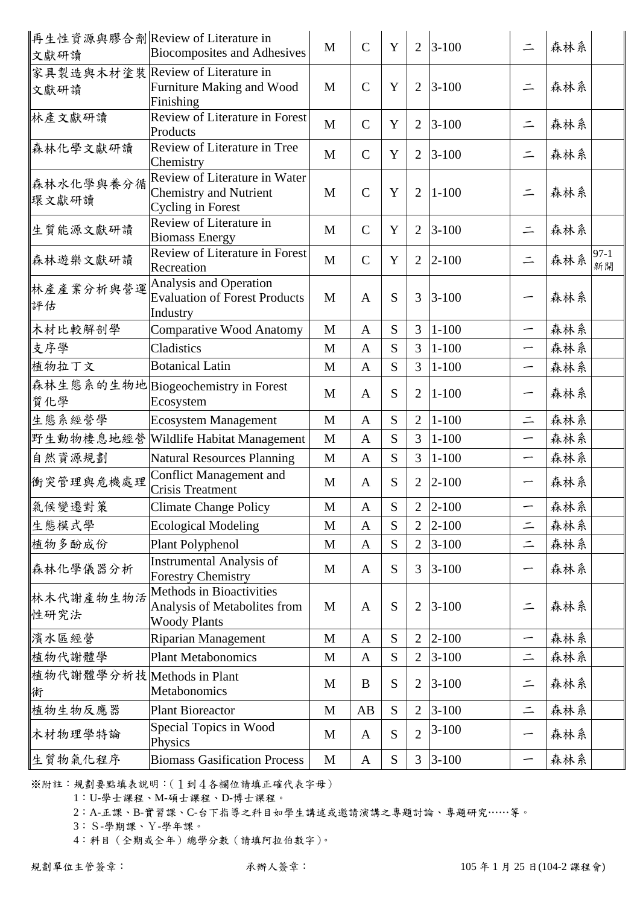| 再生性資源與膠合劑文獻研讀 | Review of Literature in Biocomposites and Adhesives | M | C | Y | 2 | 3-100 | 二 | 森林系 | |
|---|---|---|---|---|---|---|---|---|---|
| 家具製造與木材塗裝文獻研讀 | Review of Literature in Furniture Making and Wood Finishing | M | C | Y | 2 | 3-100 | 二 | 森林系 | |
| 林產文獻研讀 | Review of Literature in Forest Products | M | C | Y | 2 | 3-100 | 二 | 森林系 | |
| 森林化學文獻研讀 | Review of Literature in Tree Chemistry | M | C | Y | 2 | 3-100 | 二 | 森林系 | |
| 森林水化學與養分循環文獻研讀 | Review of Literature in Water Chemistry and Nutrient Cycling in Forest | M | C | Y | 2 | 1-100 | 二 | 森林系 | |
| 生質能源文獻研讀 | Review of Literature in Biomass Energy | M | C | Y | 2 | 3-100 | 二 | 森林系 | |
| 森林遊樂文獻研讀 | Review of Literature in Forest Recreation | M | C | Y | 2 | 2-100 | 二 | 森林系 | 97-1 新開 |
| 林產產業分析與營運評估 | Analysis and Operation Evaluation of Forest Products Industry | M | A | S | 3 | 3-100 | 一 | 森林系 | |
| 木材比較解剖學 | Comparative Wood Anatomy | M | A | S | 3 | 1-100 | 一 | 森林系 | |
| 支序學 | Cladistics | M | A | S | 3 | 1-100 | 一 | 森林系 | |
| 植物拉丁文 | Botanical Latin | M | A | S | 3 | 1-100 | 一 | 森林系 | |
| 森林生態系的生物地質化學 | Biogeochemistry in Forest Ecosystem | M | A | S | 2 | 1-100 | 一 | 森林系 | |
| 生態系經營學 | Ecosystem Management | M | A | S | 2 | 1-100 | 二 | 森林系 | |
| 野生動物棲息地經營 | Wildlife Habitat Management | M | A | S | 3 | 1-100 | 一 | 森林系 | |
| 自然資源規劃 | Natural Resources Planning | M | A | S | 3 | 1-100 | 一 | 森林系 | |
| 衝突管理與危機處理 | Conflict Management and Crisis Treatment | M | A | S | 2 | 2-100 | 一 | 森林系 | |
| 氣候變遷對策 | Climate Change Policy | M | A | S | 2 | 2-100 | 一 | 森林系 | |
| 生態模式學 | Ecological Modeling | M | A | S | 2 | 2-100 | 二 | 森林系 | |
| 植物多酚成份 | Plant Polyphenol | M | A | S | 2 | 3-100 | 二 | 森林系 | |
| 森林化學儀器分析 | Instrumental Analysis of Forestry Chemistry | M | A | S | 3 | 3-100 | 一 | 森林系 | |
| 林木代謝產物生物活性研究法 | Methods in Bioactivities Analysis of Metabolites from Woody Plants | M | A | S | 2 | 3-100 | 二 | 森林系 | |
| 濱水區經營 | Riparian Management | M | A | S | 2 | 2-100 | 一 | 森林系 | |
| 植物代謝體學 | Plant Metabonomics | M | A | S | 2 | 3-100 | 二 | 森林系 | |
| 植物代謝體學分析技術 | Methods in Plant Metabonomics | M | B | S | 2 | 3-100 | 二 | 森林系 | |
| 植物生物反應器 | Plant Bioreactor | M | AB | S | 2 | 3-100 | 二 | 森林系 | |
| 木材物理學特論 | Special Topics in Wood Physics | M | A | S | 2 | 3-100 | 一 | 森林系 | |
| 生質物氣化程序 | Biomass Gasification Process | M | A | S | 3 | 3-100 | 一 | 森林系 | |

※附註：規劃要點填表說明：(１到４各欄位請填正確代表字母)

1：U-學士課程、M-碩士課程、D-博士課程。

2：A-正課、B-實習課、C-台下指導之科目如學生講述或邀請演講之專題討論、專題研究……等。

3：Ｓ-學期課、Ｙ-學年課。

4：科目（全期或全年）總學分數（請填阿拉伯數字）。

規劃單位主管簽章：　　　　承辦人簽章：　　　　105 年 1 月 25 日(104-2 課程會)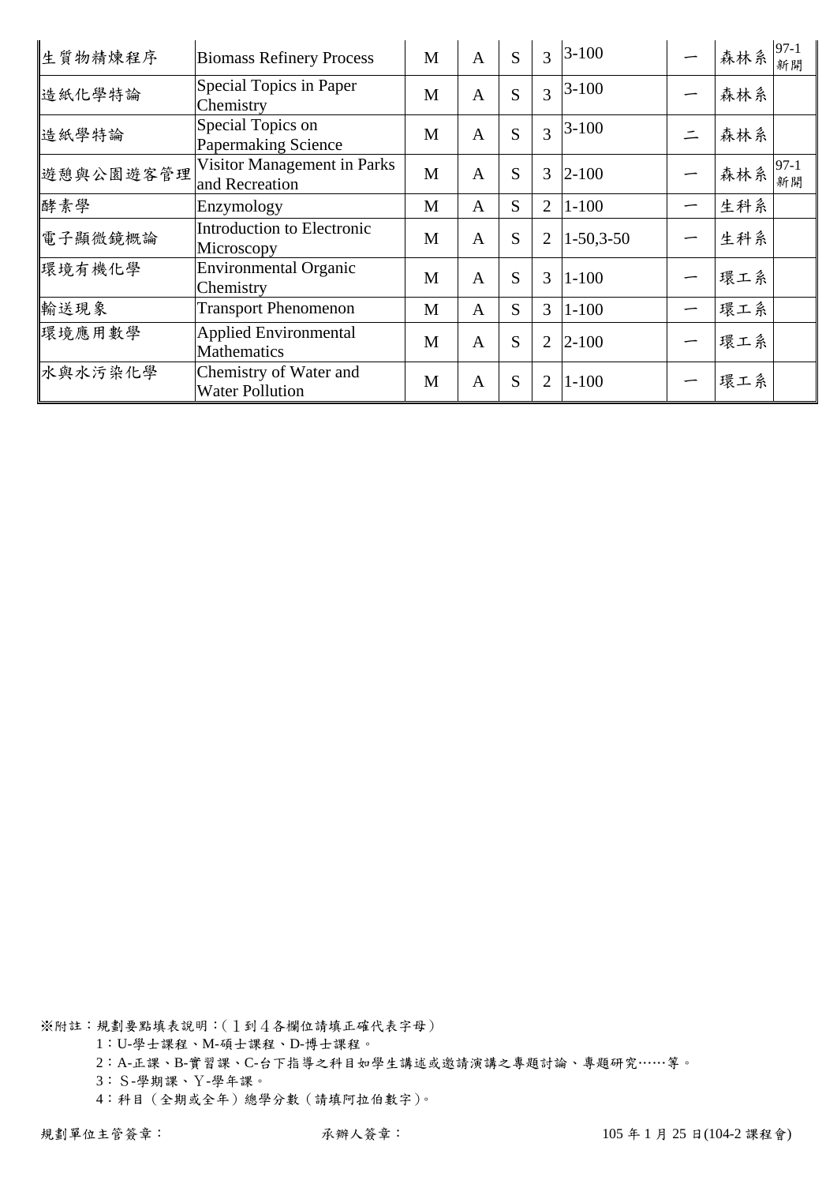| | | | | | | | | | |
|---|---|---|---|---|---|---|---|---|---|
| 生質物精煉程序 | Biomass Refinery Process | M | A | S | 3 | 3-100 | 一 | 森林系 | 97-1 新開 |
| 造紙化學特論 | Special Topics in Paper Chemistry | M | A | S | 3 | 3-100 | 一 | 森林系 | |
| 造紙學特論 | Special Topics on Papermaking Science | M | A | S | 3 | 3-100 | 二 | 森林系 | |
| 遊憩與公園遊客管理 | Visitor Management in Parks and Recreation | M | A | S | 3 | 2-100 | 一 | 森林系 | 97-1 新開 |
| 酵素學 | Enzymology | M | A | S | 2 | 1-100 | 一 | 生科系 | |
| 電子顯微鏡概論 | Introduction to Electronic Microscopy | M | A | S | 2 | 1-50,3-50 | 一 | 生科系 | |
| 環境有機化學 | Environmental Organic Chemistry | M | A | S | 3 | 1-100 | 一 | 環工系 | |
| 輸送現象 | Transport Phenomenon | M | A | S | 3 | 1-100 | 一 | 環工系 | |
| 環境應用數學 | Applied Environmental Mathematics | M | A | S | 2 | 2-100 | 一 | 環工系 | |
| 水與水污染化學 | Chemistry of Water and Water Pollution | M | A | S | 2 | 1-100 | 一 | 環工系 | |

※附註：規劃要點填表說明：(１到４各欄位請填正確代表字母)

1：U-學士課程、M-碩士課程、D-博士課程。

2：A-正課、B-實習課、C-台下指導之科目如學生講述或邀請演講之專題討論、專題研究……等。

3：Ｓ-學期課、Ｙ-學年課。

4：科目（全期或全年）總學分數（請填阿拉伯數字)。

規劃單位主管簽章： 承辦人簽章： 105 年 1 月 25 日(104-2 課程會)